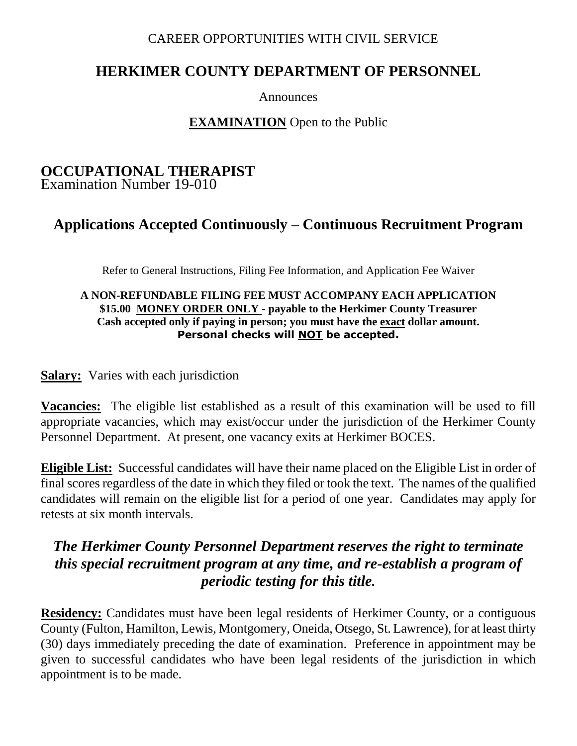CAREER OPPORTUNITIES WITH CIVIL SERVICE

# HERKIMER COUNTY DEPARTMENT OF PERSONNEL

Announces

**EXAMINATION** Open to the Public

## OCCUPATIONAL THERAPIST

Examination Number 19-010

## Applications Accepted Continuously – Continuous Recruitment Program

Refer to General Instructions, Filing Fee Information, and Application Fee Waiver

**A NON-REFUNDABLE FILING FEE MUST ACCOMPANY EACH APPLICATION**
**$15.00 MONEY ORDER ONLY - payable to the Herkimer County Treasurer**
**Cash accepted only if paying in person; you must have the exact dollar amount.**
**Personal checks will NOT be accepted.**

**Salary:** Varies with each jurisdiction

**Vacancies:** The eligible list established as a result of this examination will be used to fill appropriate vacancies, which may exist/occur under the jurisdiction of the Herkimer County Personnel Department. At present, one vacancy exits at Herkimer BOCES.

**Eligible List:** Successful candidates will have their name placed on the Eligible List in order of final scores regardless of the date in which they filed or took the text. The names of the qualified candidates will remain on the eligible list for a period of one year. Candidates may apply for retests at six month intervals.

***The Herkimer County Personnel Department reserves the right to terminate this special recruitment program at any time, and re-establish a program of periodic testing for this title.***

**Residency:** Candidates must have been legal residents of Herkimer County, or a contiguous County (Fulton, Hamilton, Lewis, Montgomery, Oneida, Otsego, St. Lawrence), for at least thirty (30) days immediately preceding the date of examination. Preference in appointment may be given to successful candidates who have been legal residents of the jurisdiction in which appointment is to be made.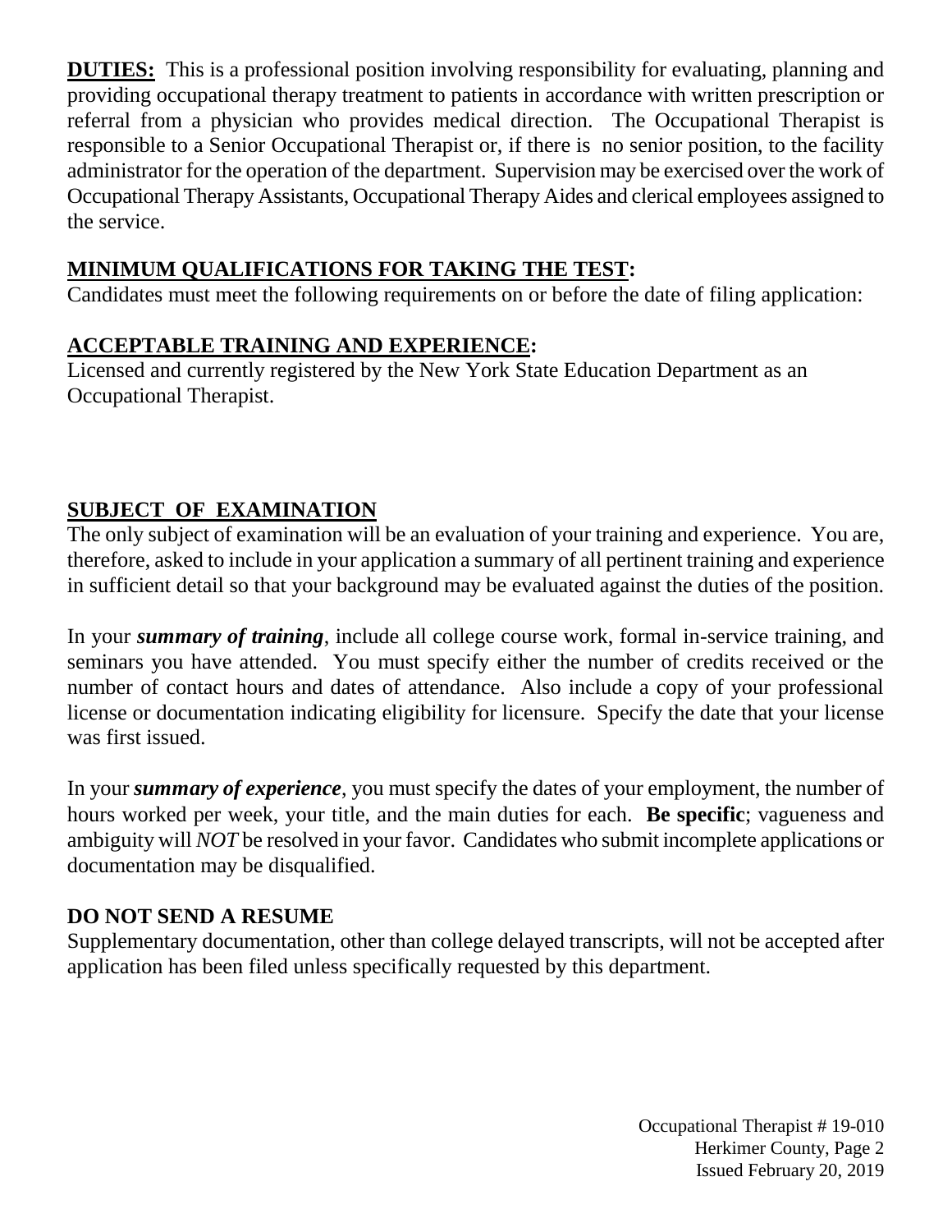**DUTIES:** This is a professional position involving responsibility for evaluating, planning and providing occupational therapy treatment to patients in accordance with written prescription or referral from a physician who provides medical direction. The Occupational Therapist is responsible to a Senior Occupational Therapist or, if there is no senior position, to the facility administrator for the operation of the department. Supervision may be exercised over the work of Occupational Therapy Assistants, Occupational Therapy Aides and clerical employees assigned to the service.

## MINIMUM QUALIFICATIONS FOR TAKING THE TEST:

Candidates must meet the following requirements on or before the date of filing application:

## ACCEPTABLE TRAINING AND EXPERIENCE:

Licensed and currently registered by the New York State Education Department as an Occupational Therapist.

## SUBJECT OF EXAMINATION

The only subject of examination will be an evaluation of your training and experience. You are, therefore, asked to include in your application a summary of all pertinent training and experience in sufficient detail so that your background may be evaluated against the duties of the position.

In your ***summary of training***, include all college course work, formal in-service training, and seminars you have attended. You must specify either the number of credits received or the number of contact hours and dates of attendance. Also include a copy of your professional license or documentation indicating eligibility for licensure. Specify the date that your license was first issued.

In your ***summary of experience***, you must specify the dates of your employment, the number of hours worked per week, your title, and the main duties for each. **Be specific**; vagueness and ambiguity will *NOT* be resolved in your favor. Candidates who submit incomplete applications or documentation may be disqualified.

## DO NOT SEND A RESUME

Supplementary documentation, other than college delayed transcripts, will not be accepted after application has been filed unless specifically requested by this department.

Occupational Therapist # 19-010
Herkimer County, Page 2
Issued February 20, 2019